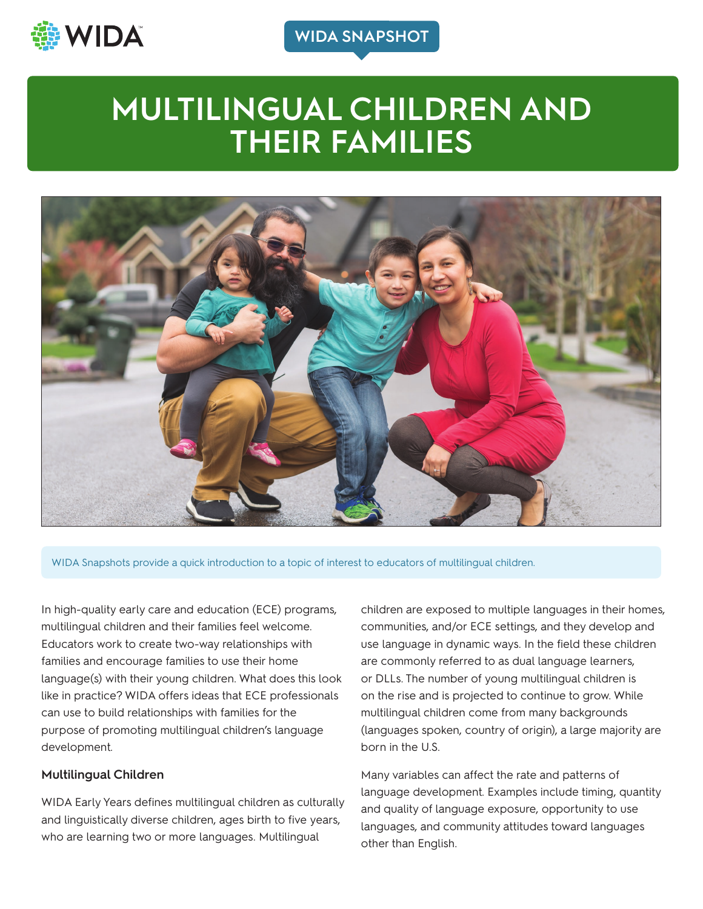WIDA SNAPSHOT

# MULTILINGUAL CHILDREN AND THEIR FAMILIES

WIDA Snapshots provide a quick introduction to a topic of interest to educators of multilingual children.

In high-quality early care and education (ECE) programs, multilingual children and their families feel welcome. Educators work to create two-way relationships with families and encourage families to use their home language(s) with their young children. What does this look like in practice? WIDA offers ideas that ECE professionals can use to build relationships with families for the purpose of promoting multilingual children's language development.

### Multilingual Children

WIDA Early Years defines multilingual children as culturally and linguistically diverse children, ages birth to five years, who are learning two or more languages. Multilingual children are exposed to multiple languages in their homes, communities, and/or ECE settings, and they develop and use language in dynamic ways. In the field these children are commonly referred to as dual language learners, or DLLs. The number of young multilingual children is on the rise and is projected to continue to grow. While multilingual children come from many backgrounds (languages spoken, country of origin), a large majority are born in the U.S.

Many variables can affect the rate and patterns of language development. Examples include timing, quantity and quality of language exposure, opportunity to use languages, and community attitudes toward languages other than English.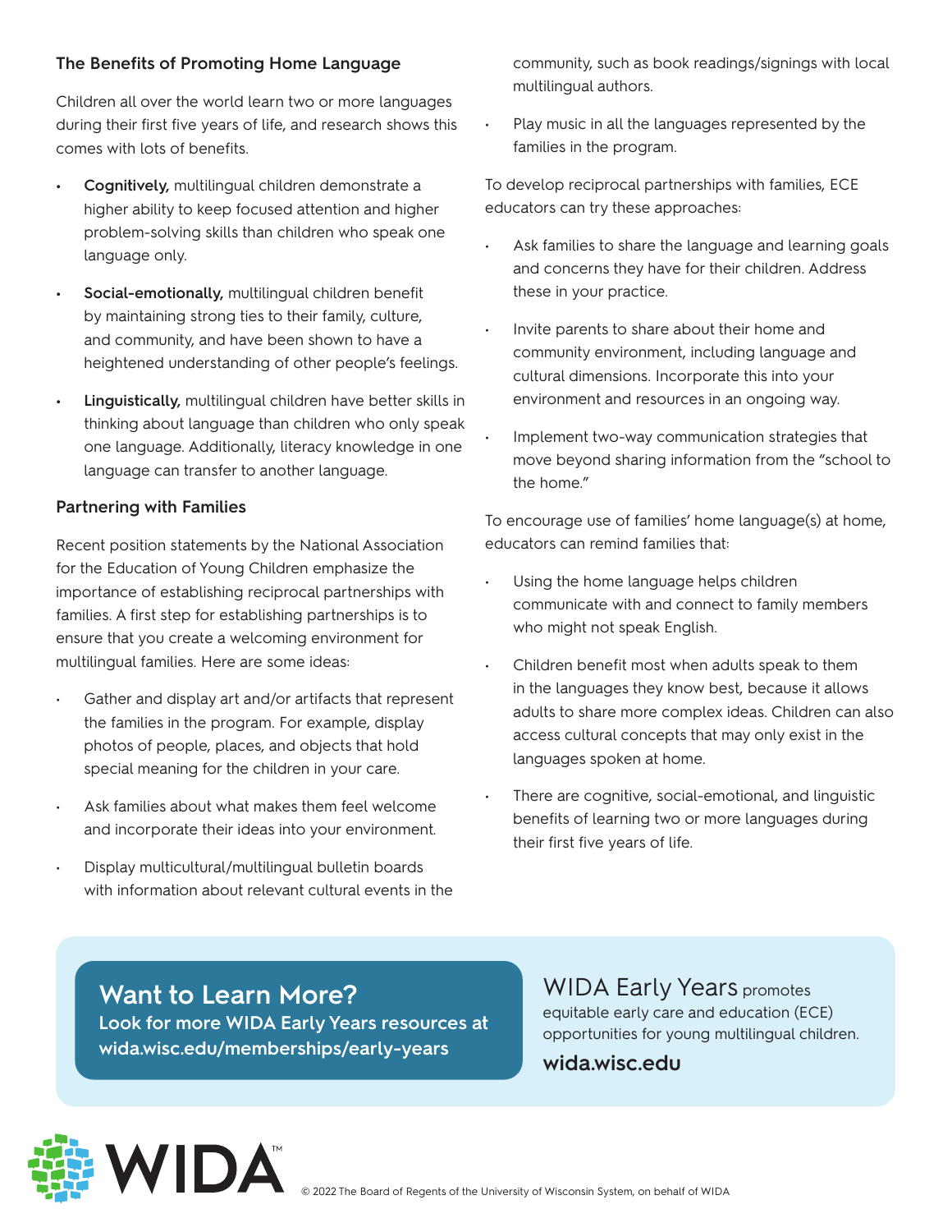## The Benefits of Promoting Home Language

Children all over the world learn two or more languages during their first five years of life, and research shows this comes with lots of benefits.

- **Cognitively,** multilingual children demonstrate a higher ability to keep focused attention and higher problem-solving skills than children who speak one language only.
- **Social-emotionally,** multilingual children benefit by maintaining strong ties to their family, culture, and community, and have been shown to have a heightened understanding of other people's feelings.
- **Linguistically,** multilingual children have better skills in thinking about language than children who only speak one language. Additionally, literacy knowledge in one language can transfer to another language.

## Partnering with Families

Recent position statements by the National Association for the Education of Young Children emphasize the importance of establishing reciprocal partnerships with families. A first step for establishing partnerships is to ensure that you create a welcoming environment for multilingual families. Here are some ideas:

- Gather and display art and/or artifacts that represent the families in the program. For example, display photos of people, places, and objects that hold special meaning for the children in your care.
- Ask families about what makes them feel welcome and incorporate their ideas into your environment.
- Display multicultural/multilingual bulletin boards with information about relevant cultural events in the community, such as book readings/signings with local multilingual authors.
- Play music in all the languages represented by the families in the program.

To develop reciprocal partnerships with families, ECE educators can try these approaches:

- Ask families to share the language and learning goals and concerns they have for their children. Address these in your practice.
- Invite parents to share about their home and community environment, including language and cultural dimensions. Incorporate this into your environment and resources in an ongoing way.
- Implement two-way communication strategies that move beyond sharing information from the "school to the home."

To encourage use of families' home language(s) at home, educators can remind families that:

- Using the home language helps children communicate with and connect to family members who might not speak English.
- Children benefit most when adults speak to them in the languages they know best, because it allows adults to share more complex ideas. Children can also access cultural concepts that may only exist in the languages spoken at home.
- There are cognitive, social-emotional, and linguistic benefits of learning two or more languages during their first five years of life.

## Want to Learn More?

**Look for more WIDA Early Years resources at wida.wisc.edu/memberships/early-years**

WIDA Early Years promotes equitable early care and education (ECE) opportunities for young multilingual children.

**wida.wisc.edu**

WIDA™

© 2022 The Board of Regents of the University of Wisconsin System, on behalf of WIDA